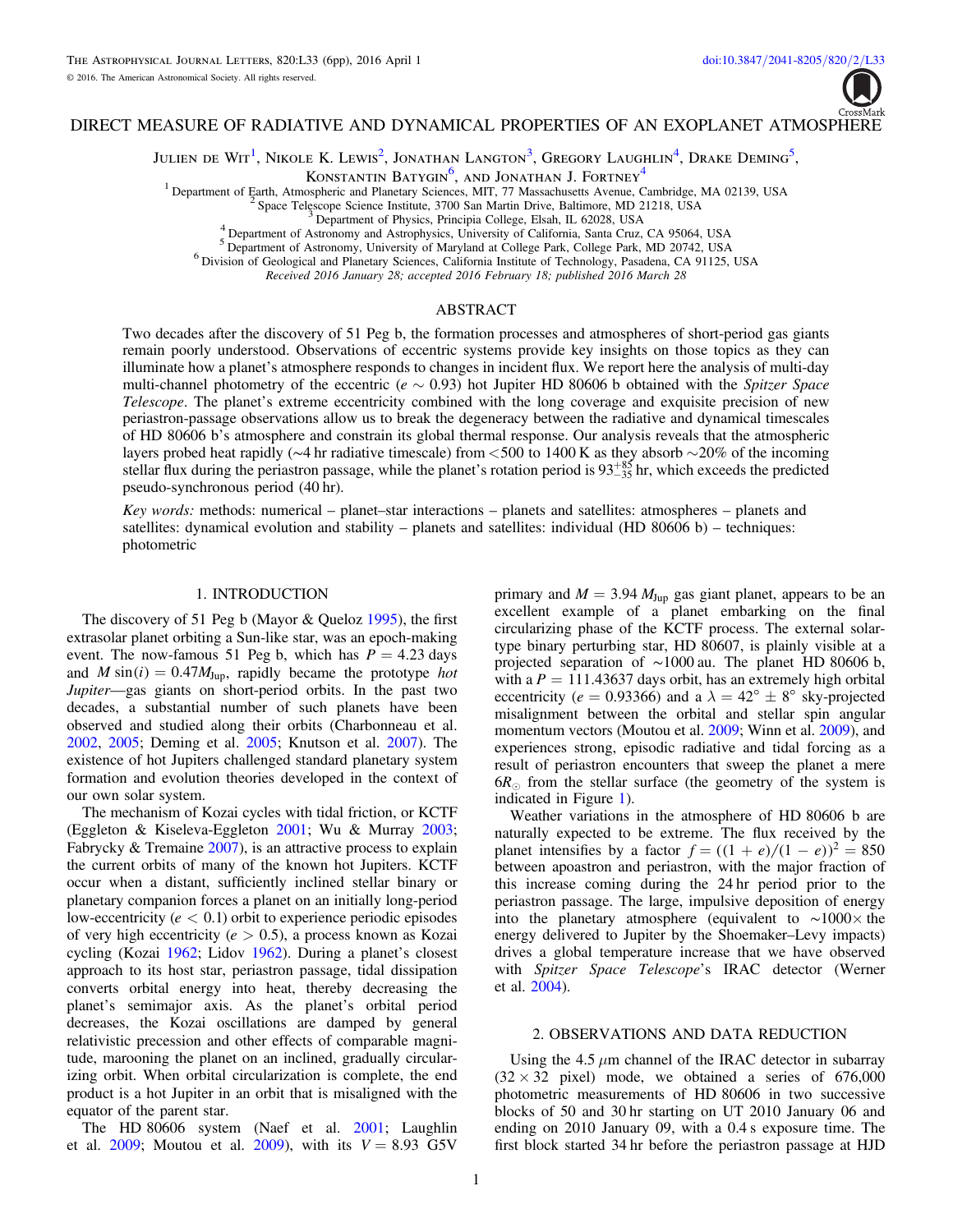# DIRECT MEASURE OF RADIATIVE AND DYNAMICAL PROPERTIES OF AN EXOPLANET ATMOSPHERE

Julien de Wit[1], Nikole K. Lewis[2], Jonathan Langton[3], Gregory Laughlin[4], Drake Deming[5], Konstantin Batygin[6], and Jonathan J. Fortney[4]

[1] Department of Earth, Atmospheric and Planetary Sciences, MIT, 77 Massachusetts Avenue, Cambridge, MA 02139, USA
[2] Space Telescope Science Institute, 3700 San Martin Drive, Baltimore, MD 21218, USA
[3] Department of Physics, Principia College, Elsah, IL 62028, USA
[4] Department of Astronomy and Astrophysics, University of California, Santa Cruz, CA 95064, USA
[5] Department of Astronomy, University of Maryland at College Park, College Park, MD 20742, USA
[6] Division of Geological and Planetary Sciences, California Institute of Technology, Pasadena, CA 91125, USA

*Received 2016 January 28; accepted 2016 February 18; published 2016 March 28*

## ABSTRACT

Two decades after the discovery of 51 Peg b, the formation processes and atmospheres of short-period gas giants remain poorly understood. Observations of eccentric systems provide key insights on those topics as they can illuminate how a planet's atmosphere responds to changes in incident flux. We report here the analysis of multi-day multi-channel photometry of the eccentric ($e \sim 0.93$) hot Jupiter HD 80606 b obtained with the *Spitzer Space Telescope*. The planet's extreme eccentricity combined with the long coverage and exquisite precision of new periastron-passage observations allow us to break the degeneracy between the radiative and dynamical timescales of HD 80606 b's atmosphere and constrain its global thermal response. Our analysis reveals that the atmospheric layers probed heat rapidly (~4 hr radiative timescale) from <500 to 1400 K as they absorb ~20% of the incoming stellar flux during the periastron passage, while the planet's rotation period is $93^{+85}_{-35}$ hr, which exceeds the predicted pseudo-synchronous period (40 hr).

*Key words:* methods: numerical – planet–star interactions – planets and satellites: atmospheres – planets and satellites: dynamical evolution and stability – planets and satellites: individual (HD 80606 b) – techniques: photometric

## 1. INTRODUCTION

The discovery of 51 Peg b (Mayor & Queloz 1995), the first extrasolar planet orbiting a Sun-like star, was an epoch-making event. The now-famous 51 Peg b, which has $P = 4.23$ days and $M\sin(i) = 0.47 M_{\mathrm{Jup}}$, rapidly became the prototype *hot Jupiter*—gas giants on short-period orbits. In the past two decades, a substantial number of such planets have been observed and studied along their orbits (Charbonneau et al. 2002, 2005; Deming et al. 2005; Knutson et al. 2007). The existence of hot Jupiters challenged standard planetary system formation and evolution theories developed in the context of our own solar system.

The mechanism of Kozai cycles with tidal friction, or KCTF (Eggleton & Kiseleva-Eggleton 2001; Wu & Murray 2003; Fabrycky & Tremaine 2007), is an attractive process to explain the current orbits of many of the known hot Jupiters. KCTF occur when a distant, sufficiently inclined stellar binary or planetary companion forces a planet on an initially long-period low-eccentricity ($e < 0.1$) orbit to experience periodic episodes of very high eccentricity ($e > 0.5$), a process known as Kozai cycling (Kozai 1962; Lidov 1962). During a planet's closest approach to its host star, periastron passage, tidal dissipation converts orbital energy into heat, thereby decreasing the planet's semimajor axis. As the planet's orbital period decreases, the Kozai oscillations are damped by general relativistic precession and other effects of comparable magnitude, marooning the planet on an inclined, gradually circularizing orbit. When orbital circularization is complete, the end product is a hot Jupiter in an orbit that is misaligned with the equator of the parent star.

The HD 80606 system (Naef et al. 2001; Laughlin et al. 2009; Moutou et al. 2009), with its $V = 8.93$ G5V primary and $M = 3.94\,M_{\mathrm{Jup}}$ gas giant planet, appears to be an excellent example of a planet embarking on the final circularizing phase of the KCTF process. The external solar-type binary perturbing star, HD 80607, is plainly visible at a projected separation of ~1000 au. The planet HD 80606 b, with a $P = 111.43637$ days orbit, has an extremely high orbital eccentricity ($e = 0.93366$) and a $\lambda = 42° \pm 8°$ sky-projected misalignment between the orbital and stellar spin angular momentum vectors (Moutou et al. 2009; Winn et al. 2009), and experiences strong, episodic radiative and tidal forcing as a result of periastron encounters that sweep the planet a mere $6 R_\odot$ from the stellar surface (the geometry of the system is indicated in Figure 1).

Weather variations in the atmosphere of HD 80606 b are naturally expected to be extreme. The flux received by the planet intensifies by a factor $f = ((1+e)/(1-e))^2 = 850$ between apoastron and periastron, with the major fraction of this increase coming during the 24 hr period prior to the periastron passage. The large, impulsive deposition of energy into the planetary atmosphere (equivalent to ~1000× the energy delivered to Jupiter by the Shoemaker–Levy impacts) drives a global temperature increase that we have observed with *Spitzer Space Telescope*'s IRAC detector (Werner et al. 2004).

## 2. OBSERVATIONS AND DATA REDUCTION

Using the 4.5 $\mu$m channel of the IRAC detector in subarray (32 × 32 pixel) mode, we obtained a series of 676,000 photometric measurements of HD 80606 in two successive blocks of 50 and 30 hr starting on UT 2010 January 06 and ending on 2010 January 09, with a 0.4 s exposure time. The first block started 34 hr before the periastron passage at HJD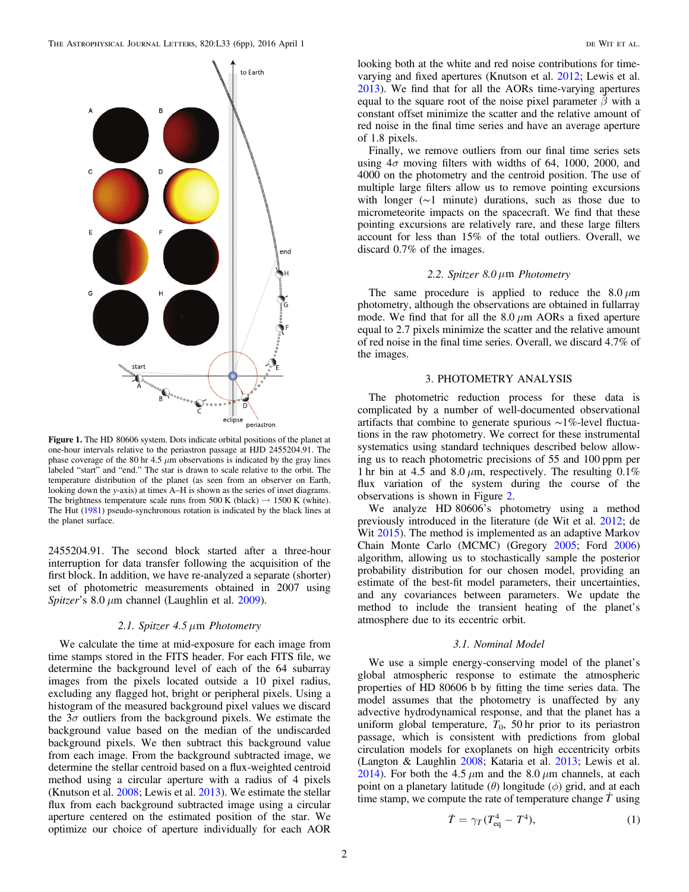**Figure 1.** The HD 80606 system. Dots indicate orbital positions of the planet at one-hour intervals relative to the periastron passage at HJD 2455204.91. The phase coverage of the 80 hr 4.5 $\mu$m observations is indicated by the gray lines labeled "start" and "end." The star is drawn to scale relative to the orbit. The temperature distribution of the planet (as seen from an observer on Earth, looking down the $y$-axis) at times A–H is shown as the series of inset diagrams. The brightness temperature scale runs from 500 K (black) → 1500 K (white). The Hut (1981) pseudo-synchronous rotation is indicated by the black lines at the planet surface.

2455204.91. The second block started after a three-hour interruption for data transfer following the acquisition of the first block. In addition, we have re-analyzed a separate (shorter) set of photometric measurements obtained in 2007 using *Spitzer*'s 8.0 $\mu$m channel (Laughlin et al. 2009).

### 2.1. Spitzer 4.5 $\mu$m Photometry

We calculate the time at mid-exposure for each image from time stamps stored in the FITS header. For each FITS file, we determine the background level of each of the 64 subarray images from the pixels located outside a 10 pixel radius, excluding any flagged hot, bright or peripheral pixels. Using a histogram of the measured background pixel values we discard the $3\sigma$ outliers from the background pixels. We estimate the background value based on the median of the undiscarded background pixels. We then subtract this background value from each image. From the background subtracted image, we determine the stellar centroid based on a flux-weighted centroid method using a circular aperture with a radius of 4 pixels (Knutson et al. 2008; Lewis et al. 2013). We estimate the stellar flux from each background subtracted image using a circular aperture centered on the estimated position of the star. We optimize our choice of aperture individually for each AOR looking both at the white and red noise contributions for time-varying and fixed apertures (Knutson et al. 2012; Lewis et al. 2013). We find that for all the AORs time-varying apertures equal to the square root of the noise pixel parameter $\tilde{\beta}$ with a constant offset minimize the scatter and the relative amount of red noise in the final time series and have an average aperture of 1.8 pixels.

Finally, we remove outliers from our final time series sets using $4\sigma$ moving filters with widths of 64, 1000, 2000, and 4000 on the photometry and the centroid position. The use of multiple large filters allow us to remove pointing excursions with longer (∼1 minute) durations, such as those due to micrometeorite impacts on the spacecraft. We find that these pointing excursions are relatively rare, and these large filters account for less than 15% of the total outliers. Overall, we discard 0.7% of the images.

### 2.2. Spitzer 8.0 $\mu$m Photometry

The same procedure is applied to reduce the 8.0 $\mu$m photometry, although the observations are obtained in fullarray mode. We find that for all the 8.0 $\mu$m AORs a fixed aperture equal to 2.7 pixels minimize the scatter and the relative amount of red noise in the final time series. Overall, we discard 4.7% of the images.

## 3. PHOTOMETRY ANALYSIS

The photometric reduction process for these data is complicated by a number of well-documented observational artifacts that combine to generate spurious ∼1%-level fluctuations in the raw photometry. We correct for these instrumental systematics using standard techniques described below allowing us to reach photometric precisions of 55 and 100 ppm per 1 hr bin at 4.5 and 8.0 $\mu$m, respectively. The resulting 0.1% flux variation of the system during the course of the observations is shown in Figure 2.

We analyze HD 80606's photometry using a method previously introduced in the literature (de Wit et al. 2012; de Wit 2015). The method is implemented as an adaptive Markov Chain Monte Carlo (MCMC) (Gregory 2005; Ford 2006) algorithm, allowing us to stochastically sample the posterior probability distribution for our chosen model, providing an estimate of the best-fit model parameters, their uncertainties, and any covariances between parameters. We update the method to include the transient heating of the planet's atmosphere due to its eccentric orbit.

### 3.1. Nominal Model

We use a simple energy-conserving model of the planet's global atmospheric response to estimate the atmospheric properties of HD 80606 b by fitting the time series data. The model assumes that the photometry is unaffected by any advective hydrodynamical response, and that the planet has a uniform global temperature, $T_0$, 50 hr prior to its periastron passage, which is consistent with predictions from global circulation models for exoplanets on high eccentricity orbits (Langton & Laughlin 2008; Kataria et al. 2013; Lewis et al. 2014). For both the 4.5 $\mu$m and the 8.0 $\mu$m channels, at each point on a planetary latitude ($\theta$) longitude ($\phi$) grid, and at each time stamp, we compute the rate of temperature change $\dot{T}$ using

$$\dot{T} = \gamma_T (T_{\rm eq}^4 - T^4), \tag{1}$$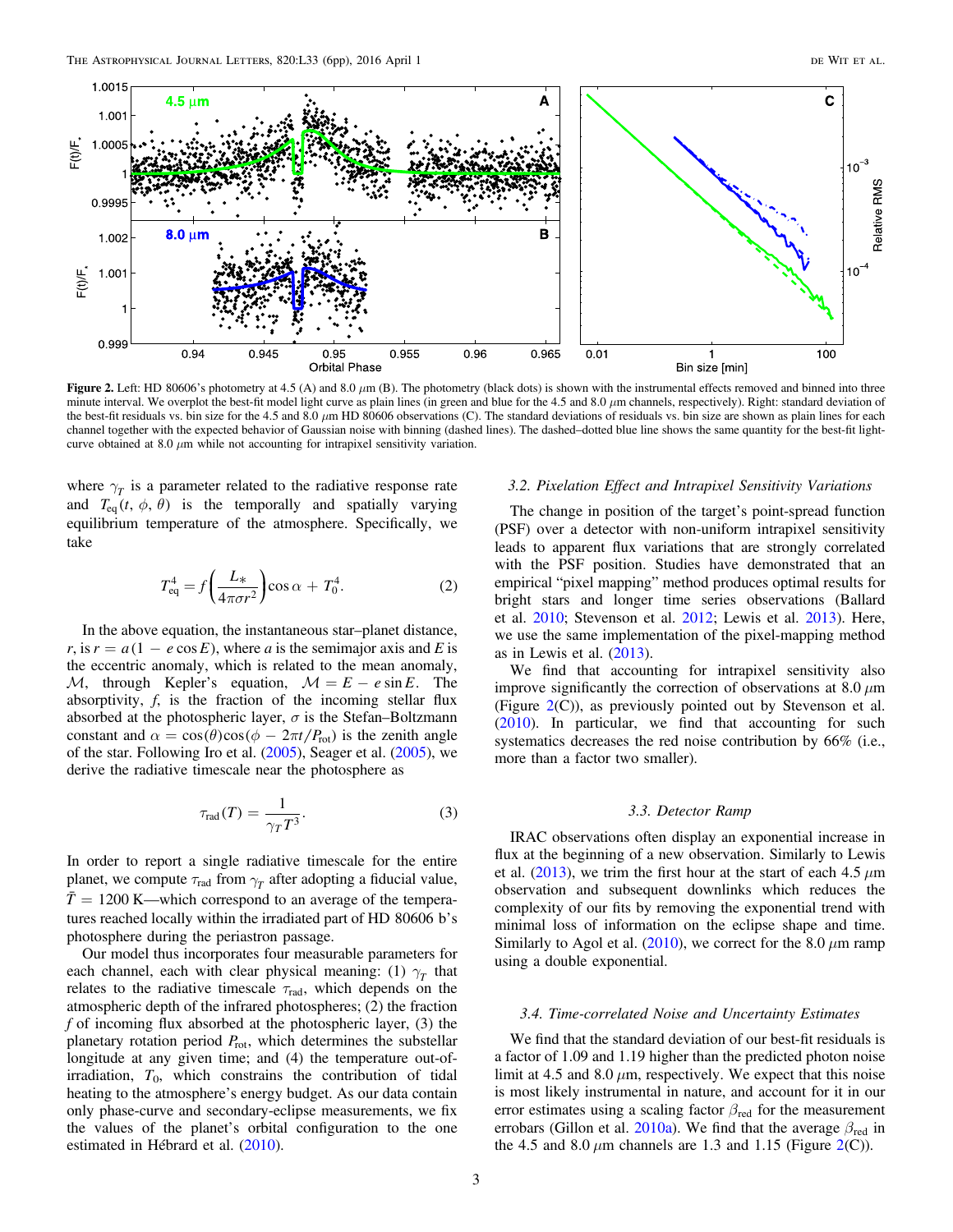**Figure 2.** Left: HD 80606's photometry at 4.5 (A) and 8.0 $\mu$m (B). The photometry (black dots) is shown with the instrumental effects removed and binned into three minute interval. We overplot the best-fit model light curve as plain lines (in green and blue for the 4.5 and 8.0 $\mu$m channels, respectively). Right: standard deviation of the best-fit residuals vs. bin size for the 4.5 and 8.0 $\mu$m HD 80606 observations (C). The standard deviations of residuals vs. bin size are shown as plain lines for each channel together with the expected behavior of Gaussian noise with binning (dashed lines). The dashed–dotted blue line shows the same quantity for the best-fit light-curve obtained at 8.0 $\mu$m while not accounting for intrapixel sensitivity variation.

where $\gamma_T$ is a parameter related to the radiative response rate and $T_{\rm eq}(t, \phi, \theta)$ is the temporally and spatially varying equilibrium temperature of the atmosphere. Specifically, we take

$$T_{\rm eq}^4 = f\left(\frac{L_*}{4\pi\sigma r^2}\right)\cos\alpha + T_0^4. \tag{2}$$

In the above equation, the instantaneous star–planet distance, $r$, is $r = a(1 - e\cos E)$, where $a$ is the semimajor axis and $E$ is the eccentric anomaly, which is related to the mean anomaly, $\mathcal{M}$, through Kepler's equation, $\mathcal{M} = E - e\sin E$. The absorptivity, $f$, is the fraction of the incoming stellar flux absorbed at the photospheric layer, $\sigma$ is the Stefan–Boltzmann constant and $\alpha = \cos(\theta)\cos(\phi - 2\pi t/P_{\rm rot})$ is the zenith angle of the star. Following Iro et al. (2005), Seager et al. (2005), we derive the radiative timescale near the photosphere as

$$\tau_{\rm rad}(T) = \frac{1}{\gamma_T T^3}. \tag{3}$$

In order to report a single radiative timescale for the entire planet, we compute $\tau_{\rm rad}$ from $\gamma_T$ after adopting a fiducial value, $\bar{T} = 1200$ K—which correspond to an average of the temperatures reached locally within the irradiated part of HD 80606 b's photosphere during the periastron passage.

Our model thus incorporates four measurable parameters for each channel, each with clear physical meaning: (1) $\gamma_T$ that relates to the radiative timescale $\tau_{\rm rad}$, which depends on the atmospheric depth of the infrared photospheres; (2) the fraction $f$ of incoming flux absorbed at the photospheric layer, (3) the planetary rotation period $P_{\rm rot}$, which determines the substellar longitude at any given time; and (4) the temperature out-of-irradiation, $T_0$, which constrains the contribution of tidal heating to the atmosphere's energy budget. As our data contain only phase-curve and secondary-eclipse measurements, we fix the values of the planet's orbital configuration to the one estimated in Hébrard et al. (2010).

### 3.2. Pixelation Effect and Intrapixel Sensitivity Variations

The change in position of the target's point-spread function (PSF) over a detector with non-uniform intrapixel sensitivity leads to apparent flux variations that are strongly correlated with the PSF position. Studies have demonstrated that an empirical "pixel mapping" method produces optimal results for bright stars and longer time series observations (Ballard et al. 2010; Stevenson et al. 2012; Lewis et al. 2013). Here, we use the same implementation of the pixel-mapping method as in Lewis et al. (2013).

We find that accounting for intrapixel sensitivity also improve significantly the correction of observations at 8.0 $\mu$m (Figure 2(C)), as previously pointed out by Stevenson et al. (2010). In particular, we find that accounting for such systematics decreases the red noise contribution by 66% (i.e., more than a factor two smaller).

### 3.3. Detector Ramp

IRAC observations often display an exponential increase in flux at the beginning of a new observation. Similarly to Lewis et al. (2013), we trim the first hour at the start of each 4.5 $\mu$m observation and subsequent downlinks which reduces the complexity of our fits by removing the exponential trend with minimal loss of information on the eclipse shape and time. Similarly to Agol et al. (2010), we correct for the 8.0 $\mu$m ramp using a double exponential.

### 3.4. Time-correlated Noise and Uncertainty Estimates

We find that the standard deviation of our best-fit residuals is a factor of 1.09 and 1.19 higher than the predicted photon noise limit at 4.5 and 8.0 $\mu$m, respectively. We expect that this noise is most likely instrumental in nature, and account for it in our error estimates using a scaling factor $\beta_{\rm red}$ for the measurement errobars (Gillon et al. 2010a). We find that the average $\beta_{\rm red}$ in the 4.5 and 8.0 $\mu$m channels are 1.3 and 1.15 (Figure 2(C)).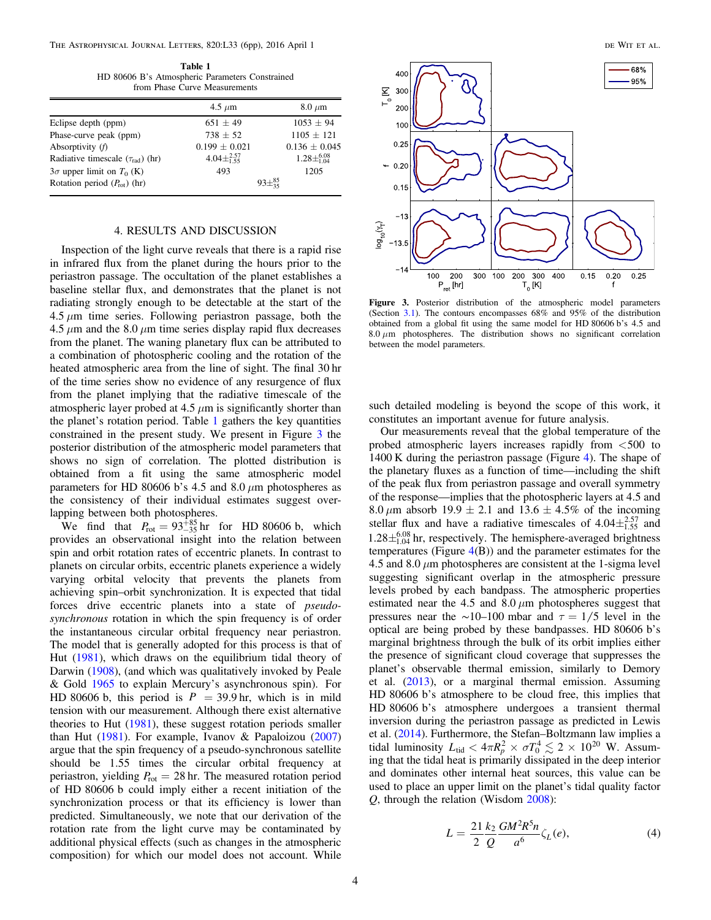**Table 1**
HD 80606 B's Atmospheric Parameters Constrained from Phase Curve Measurements

| | 4.5 $\mu$m | 8.0 $\mu$m |
|---|---|---|
| Eclipse depth (ppm) | 651 $\pm$ 49 | 1053 $\pm$ 94 |
| Phase-curve peak (ppm) | 738 $\pm$ 52 | 1105 $\pm$ 121 |
| Absorptivity ($f$) | 0.199 $\pm$ 0.021 | 0.136 $\pm$ 0.045 |
| Radiative timescale ($\tau_{\rm rad}$) (hr) | $4.04\pm^{2.57}_{1.55}$ | $1.28\pm^{6.08}_{1.04}$ |
| $3\sigma$ upper limit on $T_0$ (K) | 493 | 1205 |
| Rotation period ($P_{\rm rot}$) (hr) | $93\pm^{85}_{35}$ | |

## 4. RESULTS AND DISCUSSION

Inspection of the light curve reveals that there is a rapid rise in infrared flux from the planet during the hours prior to the periastron passage. The occultation of the planet establishes a baseline stellar flux, and demonstrates that the planet is not radiating strongly enough to be detectable at the start of the 4.5 $\mu$m time series. Following periastron passage, both the 4.5 $\mu$m and the 8.0 $\mu$m time series display rapid flux decreases from the planet. The waning planetary flux can be attributed to a combination of photospheric cooling and the rotation of the heated atmospheric area from the line of sight. The final 30 hr of the time series show no evidence of any resurgence of flux from the planet implying that the radiative timescale of the atmospheric layer probed at 4.5 $\mu$m is significantly shorter than the planet's rotation period. Table 1 gathers the key quantities constrained in the present study. We present in Figure 3 the posterior distribution of the atmospheric model parameters that shows no sign of correlation. The plotted distribution is obtained from a fit using the same atmospheric model parameters for HD 80606 b's 4.5 and 8.0 $\mu$m photospheres as the consistency of their individual estimates suggest overlapping between both photospheres.

We find that $P_{\rm rot} = 93^{+85}_{-35}$ hr for HD 80606 b, which provides an observational insight into the relation between spin and orbit rotation rates of eccentric planets. In contrast to planets on circular orbits, eccentric planets experience a widely varying orbital velocity that prevents the planets from achieving spin–orbit synchronization. It is expected that tidal forces drive eccentric planets into a state of *pseudo-synchronous* rotation in which the spin frequency is of order the instantaneous circular orbital frequency near periastron. The model that is generally adopted for this process is that of Hut (1981), which draws on the equilibrium tidal theory of Darwin (1908), (and which was qualitatively invoked by Peale & Gold 1965 to explain Mercury's asynchronous spin). For HD 80606 b, this period is $P = 39.9$ hr, which is in mild tension with our measurement. Although there exist alternative theories to Hut (1981), these suggest rotation periods smaller than Hut (1981). For example, Ivanov & Papaloizou (2007) argue that the spin frequency of a pseudo-synchronous satellite should be 1.55 times the circular orbital frequency at periastron, yielding $P_{\rm rot} = 28$ hr. The measured rotation period of HD 80606 b could imply either a recent initiation of the synchronization process or that its efficiency is lower than predicted. Simultaneously, we note that our derivation of the rotation rate from the light curve may be contaminated by additional physical effects (such as changes in the atmospheric composition) for which our model does not account. While such detailed modeling is beyond the scope of this work, it constitutes an important avenue for future analysis.

**Figure 3.** Posterior distribution of the atmospheric model parameters (Section 3.1). The contours encompasses 68% and 95% of the distribution obtained from a global fit using the same model for HD 80606 b's 4.5 and 8.0 $\mu$m photospheres. The distribution shows no significant correlation between the model parameters.

Our measurements reveal that the global temperature of the probed atmospheric layers increases rapidly from <500 to 1400 K during the periastron passage (Figure 4). The shape of the planetary fluxes as a function of time—including the shift of the peak flux from periastron passage and overall symmetry of the response—implies that the photospheric layers at 4.5 and 8.0 $\mu$m absorb 19.9 $\pm$ 2.1 and 13.6 $\pm$ 4.5% of the incoming stellar flux and have a radiative timescales of $4.04\pm^{2.57}_{1.55}$ and $1.28\pm^{6.08}_{1.04}$ hr, respectively. The hemisphere-averaged brightness temperatures (Figure 4(B)) and the parameter estimates for the 4.5 and 8.0 $\mu$m photospheres are consistent at the 1-sigma level suggesting significant overlap in the atmospheric pressure levels probed by each bandpass. The atmospheric properties estimated near the 4.5 and 8.0 $\mu$m photospheres suggest that pressures near the ~10–100 mbar and $\tau = 1/5$ level in the optical are being probed by these bandpasses. HD 80606 b's marginal brightness through the bulk of its orbit implies either the presence of significant cloud coverage that suppresses the planet's observable thermal emission, similarly to Demory et al. (2013), or a marginal thermal emission. Assuming HD 80606 b's atmosphere to be cloud free, this implies that HD 80606 b's atmosphere undergoes a transient thermal inversion during the periastron passage as predicted in Lewis et al. (2014). Furthermore, the Stefan–Boltzmann law implies a tidal luminosity $L_{\rm tid} < 4\pi R_p^2 \times \sigma T_0^4 \lesssim 2 \times 10^{20}$ W. Assuming that the tidal heat is primarily dissipated in the deep interior and dominates other internal heat sources, this value can be used to place an upper limit on the planet's tidal quality factor $Q$, through the relation (Wisdom 2008):

$$L = \frac{21}{2}\frac{k_2}{Q}\frac{GM^2R^5n}{a^6}\zeta_L(e), \tag{4}$$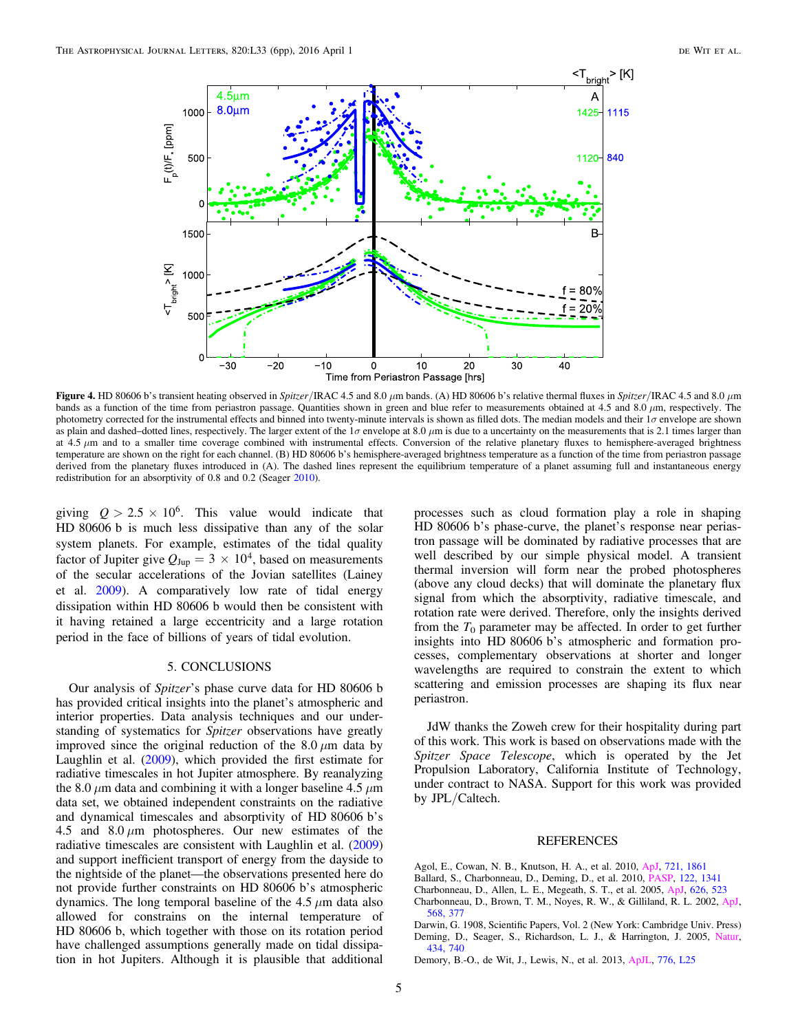**Figure 4.** HD 80606 b's transient heating observed in *Spitzer*/IRAC 4.5 and 8.0 $\mu$m bands. (A) HD 80606 b's relative thermal fluxes in *Spitzer*/IRAC 4.5 and 8.0 $\mu$m bands as a function of the time from periastron passage. Quantities shown in green and blue refer to measurements obtained at 4.5 and 8.0 $\mu$m, respectively. The photometry corrected for the instrumental effects and binned into twenty-minute intervals is shown as filled dots. The median models and their 1$\sigma$ envelope are shown as plain and dashed–dotted lines, respectively. The larger extent of the 1$\sigma$ envelope at 8.0 $\mu$m is due to a uncertainty on the measurements that is 2.1 times larger than at 4.5 $\mu$m and to a smaller time coverage combined with instrumental effects. Conversion of the relative planetary fluxes to hemisphere-averaged brightness temperature are shown on the right for each channel. (B) HD 80606 b's hemisphere-averaged brightness temperature as a function of the time from periastron passage derived from the planetary fluxes introduced in (A). The dashed lines represent the equilibrium temperature of a planet assuming full and instantaneous energy redistribution for an absorptivity of 0.8 and 0.2 (Seager 2010).

giving $Q > 2.5 \times 10^6$. This value would indicate that HD 80606 b is much less dissipative than any of the solar system planets. For example, estimates of the tidal quality factor of Jupiter give $Q_{\rm Jup} = 3 \times 10^4$, based on measurements of the secular accelerations of the Jovian satellites (Lainey et al. 2009). A comparatively low rate of tidal energy dissipation within HD 80606 b would then be consistent with it having retained a large eccentricity and a large rotation period in the face of billions of years of tidal evolution.

## 5. CONCLUSIONS

Our analysis of *Spitzer*'s phase curve data for HD 80606 b has provided critical insights into the planet's atmospheric and interior properties. Data analysis techniques and our understanding of systematics for *Spitzer* observations have greatly improved since the original reduction of the 8.0 $\mu$m data by Laughlin et al. (2009), which provided the first estimate for radiative timescales in hot Jupiter atmosphere. By reanalyzing the 8.0 $\mu$m data and combining it with a longer baseline 4.5 $\mu$m data set, we obtained independent constraints on the radiative and dynamical timescales and absorptivity of HD 80606 b's 4.5 and 8.0 $\mu$m photospheres. Our new estimates of the radiative timescales are consistent with Laughlin et al. (2009) and support inefficient transport of energy from the dayside to the nightside of the planet—the observations presented here do not provide further constraints on HD 80606 b's atmospheric dynamics. The long temporal baseline of the 4.5 $\mu$m data also allowed for constrains on the internal temperature of HD 80606 b, which together with those on its rotation period have challenged assumptions generally made on tidal dissipation in hot Jupiters. Although it is plausible that additional processes such as cloud formation play a role in shaping HD 80606 b's phase-curve, the planet's response near periastron passage will be dominated by radiative processes that are well described by our simple physical model. A transient thermal inversion will form near the probed photospheres (above any cloud decks) that will dominate the planetary flux signal from which the absorptivity, radiative timescale, and rotation rate were derived. Therefore, only the insights derived from the $T_0$ parameter may be affected. In order to get further insights into HD 80606 b's atmospheric and formation processes, complementary observations at shorter and longer wavelengths are required to constrain the extent to which scattering and emission processes are shaping its flux near periastron.

JdW thanks the Zoweh crew for their hospitality during part of this work. This work is based on observations made with the *Spitzer Space Telescope*, which is operated by the Jet Propulsion Laboratory, California Institute of Technology, under contract to NASA. Support for this work was provided by JPL/Caltech.

## REFERENCES

Agol, E., Cowan, N. B., Knutson, H. A., et al. 2010, ApJ, 721, 1861
Ballard, S., Charbonneau, D., Deming, D., et al. 2010, PASP, 122, 1341
Charbonneau, D., Allen, L. E., Megeath, S. T., et al. 2005, ApJ, 626, 523
Charbonneau, D., Brown, T. M., Noyes, R. W., & Gilliland, R. L. 2002, ApJ, 568, 377
Darwin, G. 1908, Scientific Papers, Vol. 2 (New York: Cambridge Univ. Press)
Deming, D., Seager, S., Richardson, L. J., & Harrington, J. 2005, Natur, 434, 740
Demory, B.-O., de Wit, J., Lewis, N., et al. 2013, ApJL, 776, L25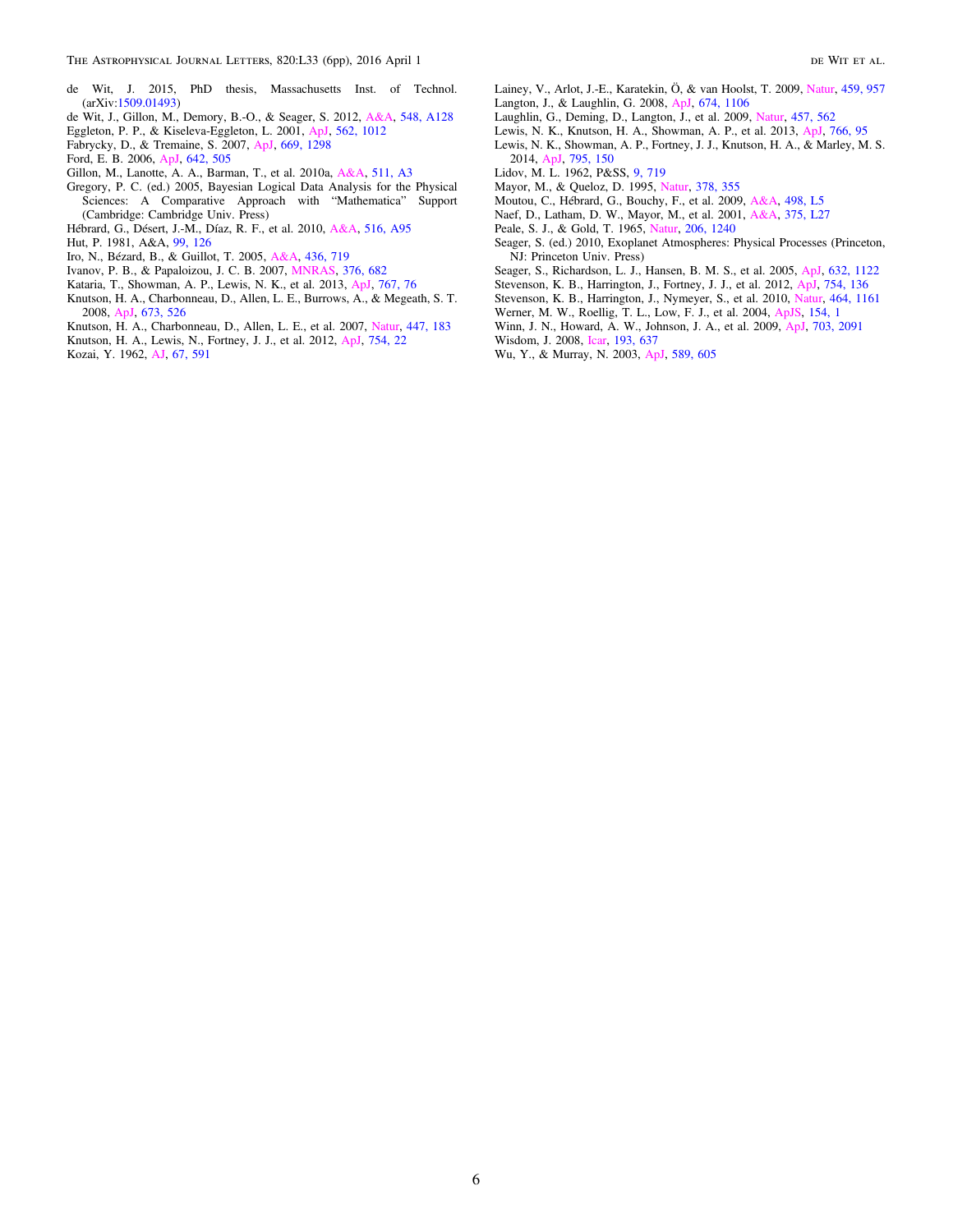de Wit, J. 2015, PhD thesis, Massachusetts Inst. of Technol. (arXiv:1509.01493)

de Wit, J., Gillon, M., Demory, B.-O., & Seager, S. 2012, A&A, 548, A128

Eggleton, P. P., & Kiseleva-Eggleton, L. 2001, ApJ, 562, 1012

Fabrycky, D., & Tremaine, S. 2007, ApJ, 669, 1298

Ford, E. B. 2006, ApJ, 642, 505

Gillon, M., Lanotte, A. A., Barman, T., et al. 2010a, A&A, 511, A3

Gregory, P. C. (ed.) 2005, Bayesian Logical Data Analysis for the Physical Sciences: A Comparative Approach with "Mathematica" Support (Cambridge: Cambridge Univ. Press)

Hébrard, G., Désert, J.-M., Díaz, R. F., et al. 2010, A&A, 516, A95

Hut, P. 1981, A&A, 99, 126

Iro, N., Bézard, B., & Guillot, T. 2005, A&A, 436, 719

Ivanov, P. B., & Papaloizou, J. C. B. 2007, MNRAS, 376, 682

Kataria, T., Showman, A. P., Lewis, N. K., et al. 2013, ApJ, 767, 76

Knutson, H. A., Charbonneau, D., Allen, L. E., Burrows, A., & Megeath, S. T. 2008, ApJ, 673, 526

Knutson, H. A., Charbonneau, D., Allen, L. E., et al. 2007, Natur, 447, 183

Knutson, H. A., Lewis, N., Fortney, J. J., et al. 2012, ApJ, 754, 22

Kozai, Y. 1962, AJ, 67, 591

Lainey, V., Arlot, J.-E., Karatekin, Ö., & van Hoolst, T. 2009, Natur, 459, 957

Langton, J., & Laughlin, G. 2008, ApJ, 674, 1106

Laughlin, G., Deming, D., Langton, J., et al. 2009, Natur, 457, 562

Lewis, N. K., Knutson, H. A., Showman, A. P., et al. 2013, ApJ, 766, 95

Lewis, N. K., Showman, A. P., Fortney, J. J., Knutson, H. A., & Marley, M. S. 2014, ApJ, 795, 150

Lidov, M. L. 1962, P&SS, 9, 719

Mayor, M., & Queloz, D. 1995, Natur, 378, 355

Moutou, C., Hébrard, G., Bouchy, F., et al. 2009, A&A, 498, L5

Naef, D., Latham, D. W., Mayor, M., et al. 2001, A&A, 375, L27

Peale, S. J., & Gold, T. 1965, Natur, 206, 1240

Seager, S. (ed.) 2010, Exoplanet Atmospheres: Physical Processes (Princeton, NJ: Princeton Univ. Press)

Seager, S., Richardson, L. J., Hansen, B. M. S., et al. 2005, ApJ, 632, 1122

Stevenson, K. B., Harrington, J., Fortney, J. J., et al. 2012, ApJ, 754, 136

Stevenson, K. B., Harrington, J., Nymeyer, S., et al. 2010, Natur, 464, 1161

Werner, M. W., Roellig, T. L., Low, F. J., et al. 2004, ApJS, 154, 1

Winn, J. N., Howard, A. W., Johnson, J. A., et al. 2009, ApJ, 703, 2091

Wisdom, J. 2008, Icar, 193, 637

Wu, Y., & Murray, N. 2003, ApJ, 589, 605